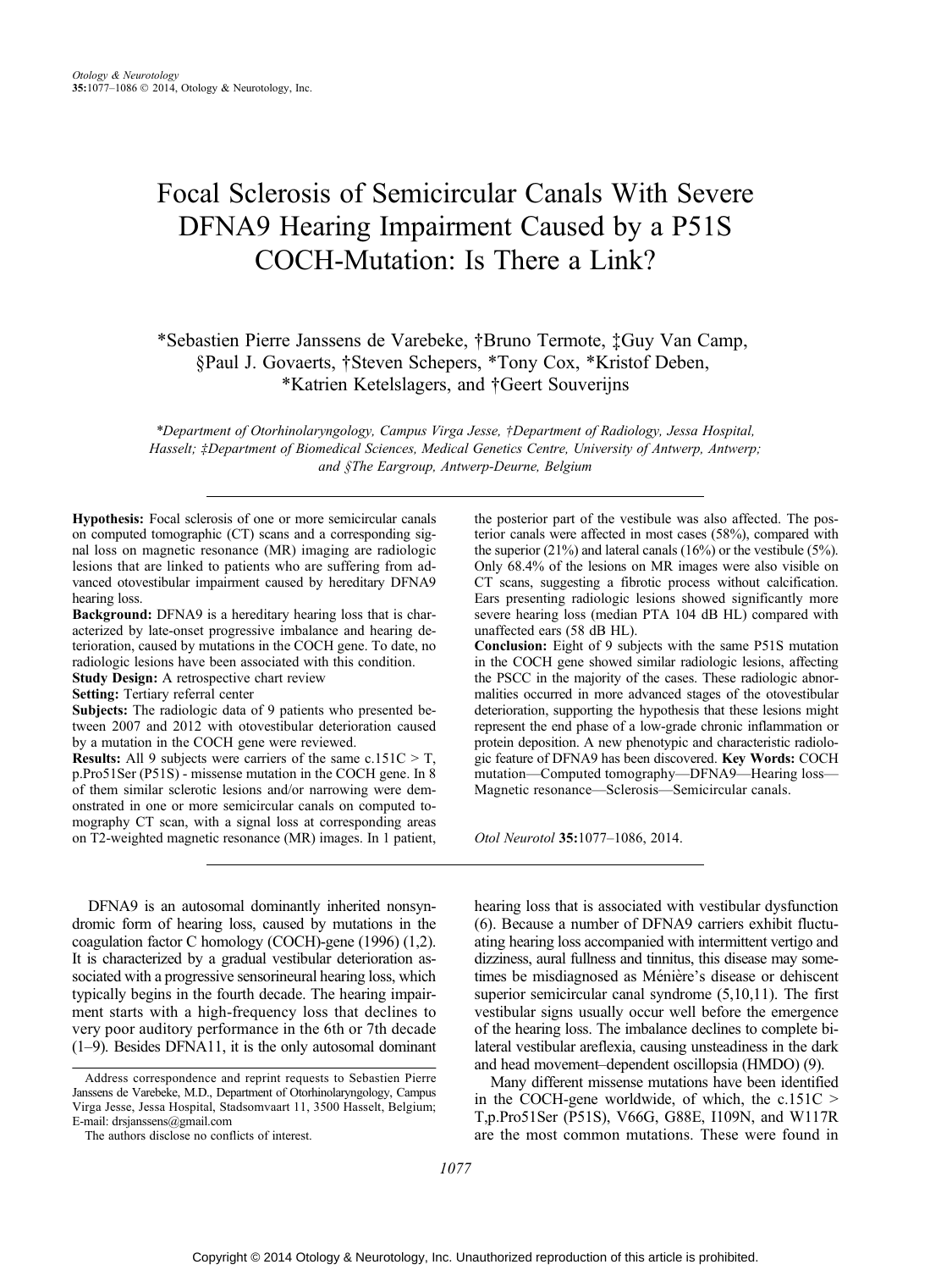# Focal Sclerosis of Semicircular Canals With Severe DFNA9 Hearing Impairment Caused by a P51S COCH-Mutation: Is There a Link?

*Sebastien Pierre Janssens de Varebeke, †Bruno Termote, ‡Guy Van Camp, §Paul J. Govaerts, †Steven Schepers, *Tony Cox, *Kristof Deben, *Katrien Ketelslagers, and †Geert Souverijns

*\*Department of Otorhinolaryngology, Campus Virga Jesse, †Department of Radiology, Jessa Hospital, Hasselt; ‡Department of Biomedical Sciences, Medical Genetics Centre, University of Antwerp, Antwerp; and §The Eargroup, Antwerp-Deurne, Belgium*

**Hypothesis:** Focal sclerosis of one or more semicircular canals on computed tomographic (CT) scans and a corresponding signal loss on magnetic resonance (MR) imaging are radiologic lesions that are linked to patients who are suffering from advanced otovestibular impairment caused by hereditary DFNA9 hearing loss.

**Background:** DFNA9 is a hereditary hearing loss that is characterized by late-onset progressive imbalance and hearing deterioration, caused by mutations in the COCH gene. To date, no radiologic lesions have been associated with this condition.

**Study Design:** A retrospective chart review

**Setting:** Tertiary referral center

**Subjects:** The radiologic data of 9 patients who presented between 2007 and 2012 with otovestibular deterioration caused by a mutation in the COCH gene were reviewed.

**Results:** All 9 subjects were carriers of the same c.151C > T, p.Pro51Ser (P51S) - missense mutation in the COCH gene. In 8 of them similar sclerotic lesions and/or narrowing were demonstrated in one or more semicircular canals on computed tomography CT scan, with a signal loss at corresponding areas on T2-weighted magnetic resonance (MR) images. In 1 patient, the posterior part of the vestibule was also affected. The posterior canals were affected in most cases (58%), compared with the superior (21%) and lateral canals (16%) or the vestibule (5%). Only 68.4% of the lesions on MR images were also visible on CT scans, suggesting a fibrotic process without calcification. Ears presenting radiologic lesions showed significantly more severe hearing loss (median PTA 104 dB HL) compared with unaffected ears (58 dB HL).

**Conclusion:** Eight of 9 subjects with the same P51S mutation in the COCH gene showed similar radiologic lesions, affecting the PSCC in the majority of the cases. These radiologic abnormalities occurred in more advanced stages of the otovestibular deterioration, supporting the hypothesis that these lesions might represent the end phase of a low-grade chronic inflammation or protein deposition. A new phenotypic and characteristic radiologic feature of DFNA9 has been discovered. **Key Words:** COCH mutation—Computed tomography—DFNA9—Hearing loss—Magnetic resonance—Sclerosis—Semicircular canals.

*Otol Neurotol* **35:**1077–1086, 2014.

DFNA9 is an autosomal dominantly inherited nonsyndromic form of hearing loss, caused by mutations in the coagulation factor C homology (COCH)-gene (1996) (1,2). It is characterized by a gradual vestibular deterioration associated with a progressive sensorineural hearing loss, which typically begins in the fourth decade. The hearing impairment starts with a high-frequency loss that declines to very poor auditory performance in the 6th or 7th decade (1–9). Besides DFNA11, it is the only autosomal dominant hearing loss that is associated with vestibular dysfunction (6). Because a number of DFNA9 carriers exhibit fluctuating hearing loss accompanied with intermittent vertigo and dizziness, aural fullness and tinnitus, this disease may sometimes be misdiagnosed as Ménière's disease or dehiscent superior semicircular canal syndrome (5,10,11). The first vestibular signs usually occur well before the emergence of the hearing loss. The imbalance declines to complete bilateral vestibular areflexia, causing unsteadiness in the dark and head movement–dependent oscillopsia (HMDO) (9).

Many different missense mutations have been identified in the COCH-gene worldwide, of which, the c.151C > T,p.Pro51Ser (P51S), V66G, G88E, I109N, and W117R are the most common mutations. These were found in

Address correspondence and reprint requests to Sebastien Pierre Janssens de Varebeke, M.D., Department of Otorhinolaryngology, Campus Virga Jesse, Jessa Hospital, Stadsomvaart 11, 3500 Hasselt, Belgium; E-mail: drsjanssens@gmail.com

The authors disclose no conflicts of interest.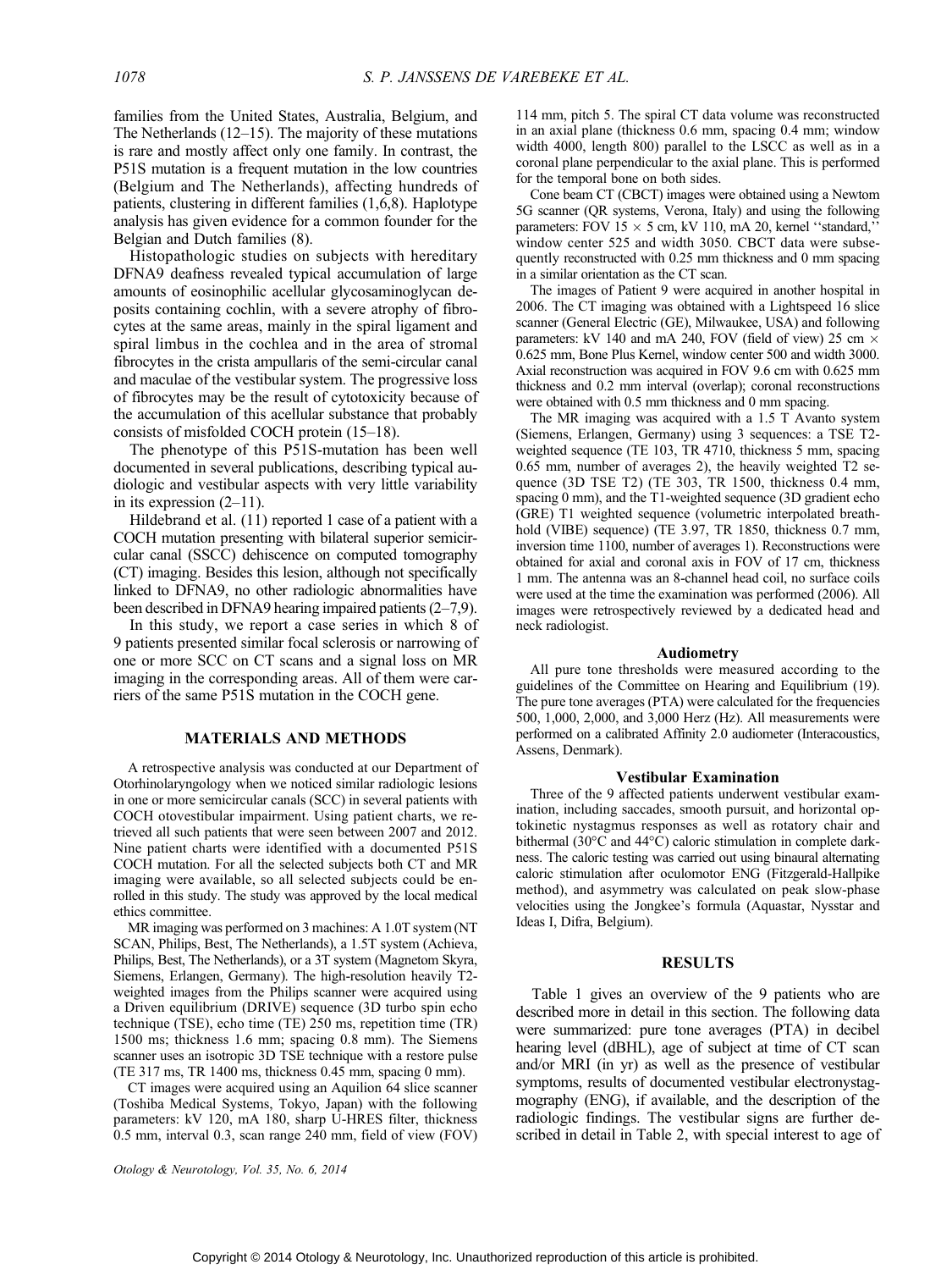families from the United States, Australia, Belgium, and The Netherlands (12–15). The majority of these mutations is rare and mostly affect only one family. In contrast, the P51S mutation is a frequent mutation in the low countries (Belgium and The Netherlands), affecting hundreds of patients, clustering in different families (1,6,8). Haplotype analysis has given evidence for a common founder for the Belgian and Dutch families (8).

Histopathologic studies on subjects with hereditary DFNA9 deafness revealed typical accumulation of large amounts of eosinophilic acellular glycosaminoglycan deposits containing cochlin, with a severe atrophy of fibrocytes at the same areas, mainly in the spiral ligament and spiral limbus in the cochlea and in the area of stromal fibrocytes in the crista ampullaris of the semi-circular canal and maculae of the vestibular system. The progressive loss of fibrocytes may be the result of cytotoxicity because of the accumulation of this acellular substance that probably consists of misfolded COCH protein (15–18).

The phenotype of this P51S-mutation has been well documented in several publications, describing typical audiologic and vestibular aspects with very little variability in its expression (2–11).

Hildebrand et al. (11) reported 1 case of a patient with a COCH mutation presenting with bilateral superior semicircular canal (SSCC) dehiscence on computed tomography (CT) imaging. Besides this lesion, although not specifically linked to DFNA9, no other radiologic abnormalities have been described in DFNA9 hearing impaired patients (2–7,9).

In this study, we report a case series in which 8 of 9 patients presented similar focal sclerosis or narrowing of one or more SCC on CT scans and a signal loss on MR imaging in the corresponding areas. All of them were carriers of the same P51S mutation in the COCH gene.

## MATERIALS AND METHODS

A retrospective analysis was conducted at our Department of Otorhinolaryngology when we noticed similar radiologic lesions in one or more semicircular canals (SCC) in several patients with COCH otovestibular impairment. Using patient charts, we retrieved all such patients that were seen between 2007 and 2012. Nine patient charts were identified with a documented P51S COCH mutation. For all the selected subjects both CT and MR imaging were available, so all selected subjects could be enrolled in this study. The study was approved by the local medical ethics committee.

MR imaging was performed on 3 machines: A 1.0T system (NT SCAN, Philips, Best, The Netherlands), a 1.5T system (Achieva, Philips, Best, The Netherlands), or a 3T system (Magnetom Skyra, Siemens, Erlangen, Germany). The high-resolution heavily T2-weighted images from the Philips scanner were acquired using a Driven equilibrium (DRIVE) sequence (3D turbo spin echo technique (TSE), echo time (TE) 250 ms, repetition time (TR) 1500 ms; thickness 1.6 mm; spacing 0.8 mm). The Siemens scanner uses an isotropic 3D TSE technique with a restore pulse (TE 317 ms, TR 1400 ms, thickness 0.45 mm, spacing 0 mm).

CT images were acquired using an Aquilion 64 slice scanner (Toshiba Medical Systems, Tokyo, Japan) with the following parameters: kV 120, mA 180, sharp U-HRES filter, thickness 0.5 mm, interval 0.3, scan range 240 mm, field of view (FOV) 114 mm, pitch 5. The spiral CT data volume was reconstructed in an axial plane (thickness 0.6 mm, spacing 0.4 mm; window width 4000, length 800) parallel to the LSCC as well as in a coronal plane perpendicular to the axial plane. This is performed for the temporal bone on both sides.

Cone beam CT (CBCT) images were obtained using a Newtom 5G scanner (QR systems, Verona, Italy) and using the following parameters: FOV 15 × 5 cm, kV 110, mA 20, kernel ''standard,'' window center 525 and width 3050. CBCT data were subsequently reconstructed with 0.25 mm thickness and 0 mm spacing in a similar orientation as the CT scan.

The images of Patient 9 were acquired in another hospital in 2006. The CT imaging was obtained with a Lightspeed 16 slice scanner (General Electric (GE), Milwaukee, USA) and following parameters: kV 140 and mA 240, FOV (field of view) 25 cm × 0.625 mm, Bone Plus Kernel, window center 500 and width 3000. Axial reconstruction was acquired in FOV 9.6 cm with 0.625 mm thickness and 0.2 mm interval (overlap); coronal reconstructions were obtained with 0.5 mm thickness and 0 mm spacing.

The MR imaging was acquired with a 1.5 T Avanto system (Siemens, Erlangen, Germany) using 3 sequences: a TSE T2-weighted sequence (TE 103, TR 4710, thickness 5 mm, spacing 0.65 mm, number of averages 2), the heavily weighted T2 sequence (3D TSE T2) (TE 303, TR 1500, thickness 0.4 mm, spacing 0 mm), and the T1-weighted sequence (3D gradient echo (GRE) T1 weighted sequence (volumetric interpolated breath-hold (VIBE) sequence) (TE 3.97, TR 1850, thickness 0.7 mm, inversion time 1100, number of averages 1). Reconstructions were obtained for axial and coronal axis in FOV of 17 cm, thickness 1 mm. The antenna was an 8-channel head coil, no surface coils were used at the time the examination was performed (2006). All images were retrospectively reviewed by a dedicated head and neck radiologist.

### Audiometry

All pure tone thresholds were measured according to the guidelines of the Committee on Hearing and Equilibrium (19). The pure tone averages (PTA) were calculated for the frequencies 500, 1,000, 2,000, and 3,000 Herz (Hz). All measurements were performed on a calibrated Affinity 2.0 audiometer (Interacoustics, Assens, Denmark).

### Vestibular Examination

Three of the 9 affected patients underwent vestibular examination, including saccades, smooth pursuit, and horizontal optokinetic nystagmus responses as well as rotatory chair and bithermal (30°C and 44°C) caloric stimulation in complete darkness. The caloric testing was carried out using binaural alternating caloric stimulation after oculomotor ENG (Fitzgerald-Hallpike method), and asymmetry was calculated on peak slow-phase velocities using the Jongkee's formula (Aquastar, Nysstar and Ideas I, Difra, Belgium).

## RESULTS

Table 1 gives an overview of the 9 patients who are described more in detail in this section. The following data were summarized: pure tone averages (PTA) in decibel hearing level (dBHL), age of subject at time of CT scan and/or MRI (in yr) as well as the presence of vestibular symptoms, results of documented vestibular electronystagmography (ENG), if available, and the description of the radiologic findings. The vestibular signs are further described in detail in Table 2, with special interest to age of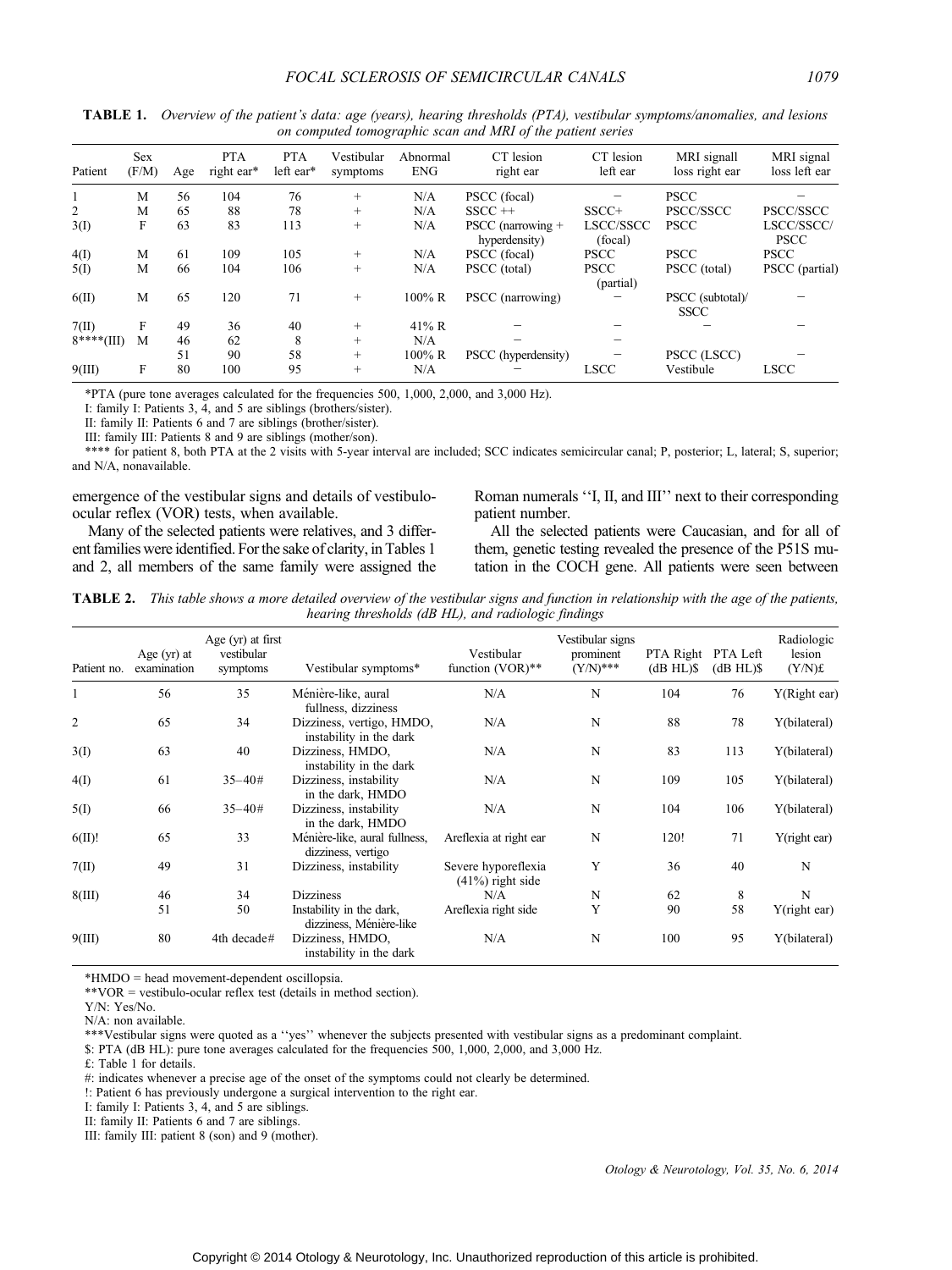**TABLE 1.** *Overview of the patient's data: age (years), hearing thresholds (PTA), vestibular symptoms/anomalies, and lesions on computed tomographic scan and MRI of the patient series*

| Patient | Sex (F/M) | Age | PTA right ear* | PTA left ear* | Vestibular symptoms | Abnormal ENG | CT lesion right ear | CT lesion left ear | MRI signall loss right ear | MRI signal loss left ear |
|---|---|---|---|---|---|---|---|---|---|---|
| 1 | M | 56 | 104 | 76 | + | N/A | PSCC (focal) | – | PSCC | – |
| 2 | M | 65 | 88 | 78 | + | N/A | SSCC ++ | SSCC+ | PSCC/SSCC | PSCC/SSCC |
| 3(I) | F | 63 | 83 | 113 | + | N/A | PSCC (narrowing + hyperdensity) | LSCC/SSCC (focal) | PSCC | LSCC/SSCC/ PSCC |
| 4(I) | M | 61 | 109 | 105 | + | N/A | PSCC (focal) | PSCC | PSCC | PSCC |
| 5(I) | M | 66 | 104 | 106 | + | N/A | PSCC (total) | PSCC (partial) | PSCC (total) | PSCC (partial) |
| 6(II) | M | 65 | 120 | 71 | + | 100% R | PSCC (narrowing) | – | PSCC (subtotal)/ SSCC | – |
| 7(II) | F | 49 | 36 | 40 | + | 41% R | – | – | – | – |
| 8****(III) | M | 46 | 62 | 8 | + | N/A | | – | | |
| | | 51 | 90 | 58 | + | 100% R | PSCC (hyperdensity) | – | PSCC (LSCC) | – |
| 9(III) | F | 80 | 100 | 95 | + | N/A | – | LSCC | Vestibule | LSCC |

*PTA (pure tone averages calculated for the frequencies 500, 1,000, 2,000, and 3,000 Hz).
I: family I: Patients 3, 4, and 5 are siblings (brothers/sister).
II: family II: Patients 6 and 7 are siblings (brother/sister).
III: family III: Patients 8 and 9 are siblings (mother/son).
**** for patient 8, both PTA at the 2 visits with 5-year interval are included; SCC indicates semicircular canal; P, posterior; L, lateral; S, superior; and N/A, nonavailable.

emergence of the vestibular signs and details of vestibulo-ocular reflex (VOR) tests, when available.

Many of the selected patients were relatives, and 3 different families were identified. For the sake of clarity, in Tables 1 and 2, all members of the same family were assigned the Roman numerals ''I, II, and III'' next to their corresponding patient number.

All the selected patients were Caucasian, and for all of them, genetic testing revealed the presence of the P51S mutation in the COCH gene. All patients were seen between

**TABLE 2.** *This table shows a more detailed overview of the vestibular signs and function in relationship with the age of the patients, hearing thresholds (dB HL), and radiologic findings*

| Patient no. | Age (yr) at examination | Age (yr) at first vestibular symptoms | Vestibular symptoms* | Vestibular function (VOR)** | Vestibular signs prominent (Y/N)*** | PTA Right (dB HL)$ | PTA Left (dB HL)$ | Radiologic lesion (Y/N)£ |
|---|---|---|---|---|---|---|---|---|
| 1 | 56 | 35 | Ménière-like, aural fullness, dizziness | N/A | N | 104 | 76 | Y(Right ear) |
| 2 | 65 | 34 | Dizziness, vertigo, HMDO, instability in the dark | N/A | N | 88 | 78 | Y(bilateral) |
| 3(I) | 63 | 40 | Dizziness, HMDO, instability in the dark | N/A | N | 83 | 113 | Y(bilateral) |
| 4(I) | 61 | 35–40# | Dizziness, instability in the dark, HMDO | N/A | N | 109 | 105 | Y(bilateral) |
| 5(I) | 66 | 35–40# | Dizziness, instability in the dark, HMDO | N/A | N | 104 | 106 | Y(bilateral) |
| 6(II)! | 65 | 33 | Ménière-like, aural fullness, dizziness, vertigo | Areflexia at right ear | N | 120! | 71 | Y(right ear) |
| 7(II) | 49 | 31 | Dizziness, instability | Severe hyporeflexia (41%) right side | Y | 36 | 40 | N |
| 8(III) | 46 | 34 | Dizziness | N/A | N | 62 | 8 | N |
| | 51 | 50 | Instability in the dark, dizziness, Ménière-like | Areflexia right side | Y | 90 | 58 | Y(right ear) |
| 9(III) | 80 | 4th decade# | Dizziness, HMDO, instability in the dark | N/A | N | 100 | 95 | Y(bilateral) |

*HMDO = head movement-dependent oscillopsia.
**VOR = vestibulo-ocular reflex test (details in method section).
Y/N: Yes/No.
N/A: non available.
***Vestibular signs were quoted as a ''yes'' whenever the subjects presented with vestibular signs as a predominant complaint.
$: PTA (dB HL): pure tone averages calculated for the frequencies 500, 1,000, 2,000, and 3,000 Hz.
£: Table 1 for details.
#: indicates whenever a precise age of the onset of the symptoms could not clearly be determined.
!: Patient 6 has previously undergone a surgical intervention to the right ear.
I: family I: Patients 3, 4, and 5 are siblings.
II: family II: Patients 6 and 7 are siblings.
III: family III: patient 8 (son) and 9 (mother).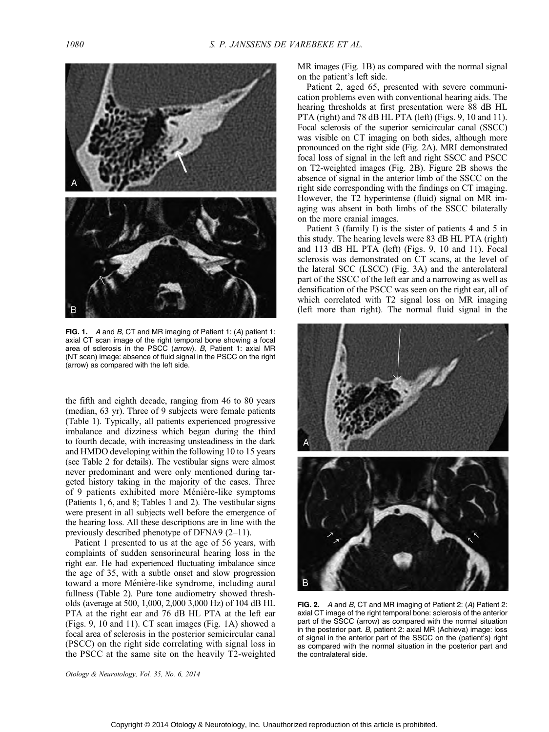**FIG. 1.** *A* and *B*, CT and MR imaging of Patient 1: (*A*) patient 1: axial CT scan image of the right temporal bone showing a focal area of sclerosis in the PSCC (*arrow*). *B*, Patient 1: axial MR (NT scan) image: absence of fluid signal in the PSCC on the right (arrow) as compared with the left side.

the fifth and eighth decade, ranging from 46 to 80 years (median, 63 yr). Three of 9 subjects were female patients (Table 1). Typically, all patients experienced progressive imbalance and dizziness which began during the third to fourth decade, with increasing unsteadiness in the dark and HMDO developing within the following 10 to 15 years (see Table 2 for details). The vestibular signs were almost never predominant and were only mentioned during targeted history taking in the majority of the cases. Three of 9 patients exhibited more Ménière-like symptoms (Patients 1, 6, and 8; Tables 1 and 2). The vestibular signs were present in all subjects well before the emergence of the hearing loss. All these descriptions are in line with the previously described phenotype of DFNA9 (2–11).

Patient 1 presented to us at the age of 56 years, with complaints of sudden sensorineural hearing loss in the right ear. He had experienced fluctuating imbalance since the age of 35, with a subtle onset and slow progression toward a more Ménière-like syndrome, including aural fullness (Table 2). Pure tone audiometry showed thresholds (average at 500, 1,000, 2,000 3,000 Hz) of 104 dB HL PTA at the right ear and 76 dB HL PTA at the left ear (Figs. 9, 10 and 11). CT scan images (Fig. 1A) showed a focal area of sclerosis in the posterior semicircular canal (PSCC) on the right side correlating with signal loss in the PSCC at the same site on the heavily T2-weighted MR images (Fig. 1B) as compared with the normal signal on the patient's left side.

Patient 2, aged 65, presented with severe communication problems even with conventional hearing aids. The hearing thresholds at first presentation were 88 dB HL PTA (right) and 78 dB HL PTA (left) (Figs. 9, 10 and 11). Focal sclerosis of the superior semicircular canal (SSCC) was visible on CT imaging on both sides, although more pronounced on the right side (Fig. 2A). MRI demonstrated focal loss of signal in the left and right SSCC and PSCC on T2-weighted images (Fig. 2B). Figure 2B shows the absence of signal in the anterior limb of the SSCC on the right side corresponding with the findings on CT imaging. However, the T2 hyperintense (fluid) signal on MR imaging was absent in both limbs of the SSCC bilaterally on the more cranial images.

Patient 3 (family I) is the sister of patients 4 and 5 in this study. The hearing levels were 83 dB HL PTA (right) and 113 dB HL PTA (left) (Figs. 9, 10 and 11). Focal sclerosis was demonstrated on CT scans, at the level of the lateral SCC (LSCC) (Fig. 3A) and the anterolateral part of the SSCC of the left ear and a narrowing as well as densification of the PSCC was seen on the right ear, all of which correlated with T2 signal loss on MR imaging (left more than right). The normal fluid signal in the

**FIG. 2.** *A* and *B*, CT and MR imaging of Patient 2: (*A*) Patient 2: axial CT image of the right temporal bone: sclerosis of the anterior part of the SSCC (arrow) as compared with the normal situation in the posterior part. *B*, patient 2: axial MR (Achieva) image: loss of signal in the anterior part of the SSCC on the (patient's) right as compared with the normal situation in the posterior part and the contralateral side.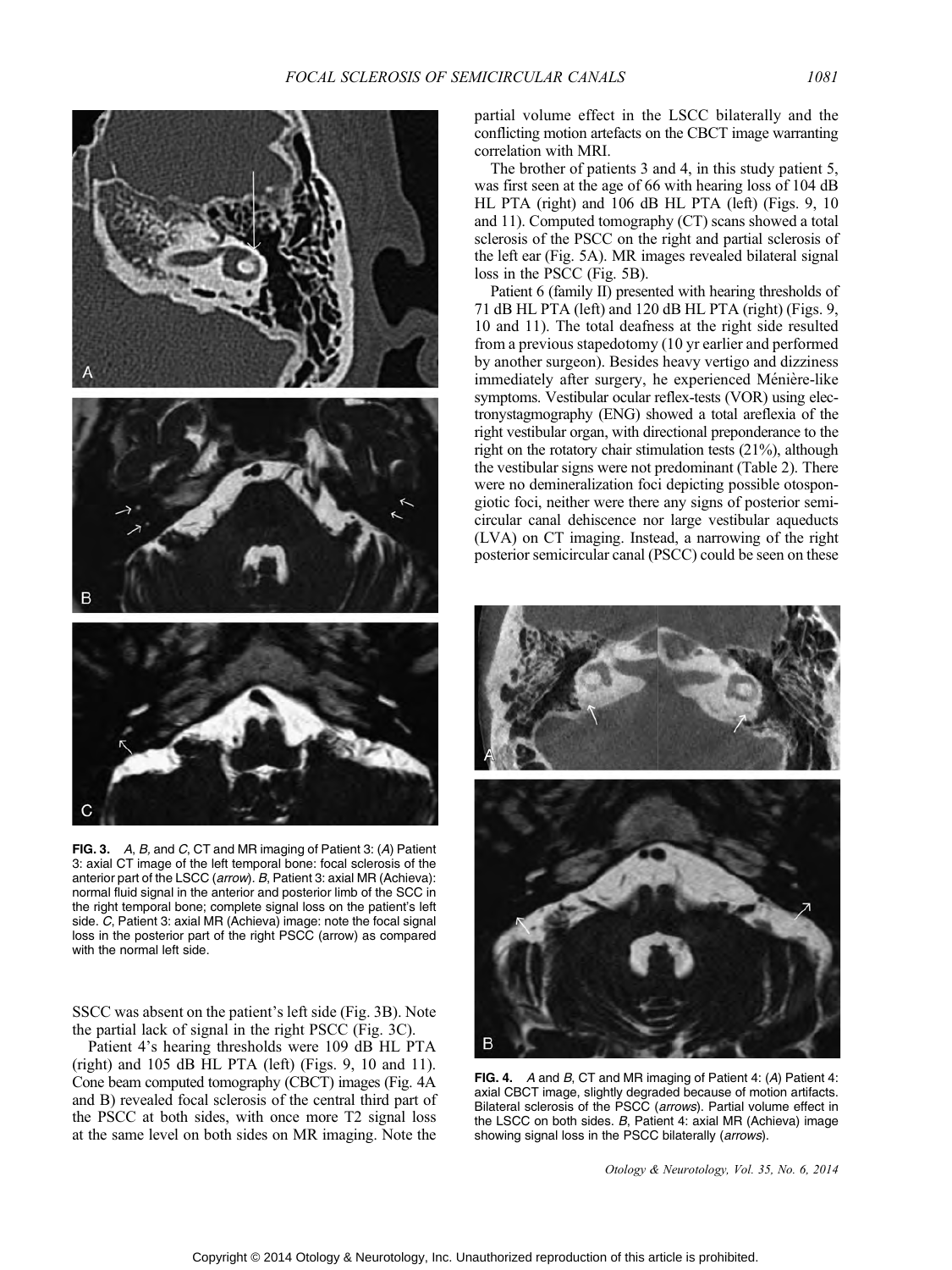FIG. 3. *A*, *B*, and *C*, CT and MR imaging of Patient 3: (*A*) Patient 3: axial CT image of the left temporal bone: focal sclerosis of the anterior part of the LSCC (*arrow*). *B*, Patient 3: axial MR (Achieva): normal fluid signal in the anterior and posterior limb of the SCC in the right temporal bone; complete signal loss on the patient's left side. *C*, Patient 3: axial MR (Achieva) image: note the focal signal loss in the posterior part of the right PSCC (arrow) as compared with the normal left side.

SSCC was absent on the patient's left side (Fig. 3B). Note the partial lack of signal in the right PSCC (Fig. 3C).

Patient 4's hearing thresholds were 109 dB HL PTA (right) and 105 dB HL PTA (left) (Figs. 9, 10 and 11). Cone beam computed tomography (CBCT) images (Fig. 4A and B) revealed focal sclerosis of the central third part of the PSCC at both sides, with once more T2 signal loss at the same level on both sides on MR imaging. Note the partial volume effect in the LSCC bilaterally and the conflicting motion artefacts on the CBCT image warranting correlation with MRI.

The brother of patients 3 and 4, in this study patient 5, was first seen at the age of 66 with hearing loss of 104 dB HL PTA (right) and 106 dB HL PTA (left) (Figs. 9, 10 and 11). Computed tomography (CT) scans showed a total sclerosis of the PSCC on the right and partial sclerosis of the left ear (Fig. 5A). MR images revealed bilateral signal loss in the PSCC (Fig. 5B).

Patient 6 (family II) presented with hearing thresholds of 71 dB HL PTA (left) and 120 dB HL PTA (right) (Figs. 9, 10 and 11). The total deafness at the right side resulted from a previous stapedotomy (10 yr earlier and performed by another surgeon). Besides heavy vertigo and dizziness immediately after surgery, he experienced Ménière-like symptoms. Vestibular ocular reflex-tests (VOR) using electronystagmography (ENG) showed a total areflexia of the right vestibular organ, with directional preponderance to the right on the rotatory chair stimulation tests (21%), although the vestibular signs were not predominant (Table 2). There were no demineralization foci depicting possible otospongiotic foci, neither were there any signs of posterior semicircular canal dehiscence nor large vestibular aqueducts (LVA) on CT imaging. Instead, a narrowing of the right posterior semicircular canal (PSCC) could be seen on these

FIG. 4. *A* and *B*, CT and MR imaging of Patient 4: (*A*) Patient 4: axial CBCT image, slightly degraded because of motion artifacts. Bilateral sclerosis of the PSCC (*arrows*). Partial volume effect in the LSCC on both sides. *B*, Patient 4: axial MR (Achieva) image showing signal loss in the PSCC bilaterally (*arrows*).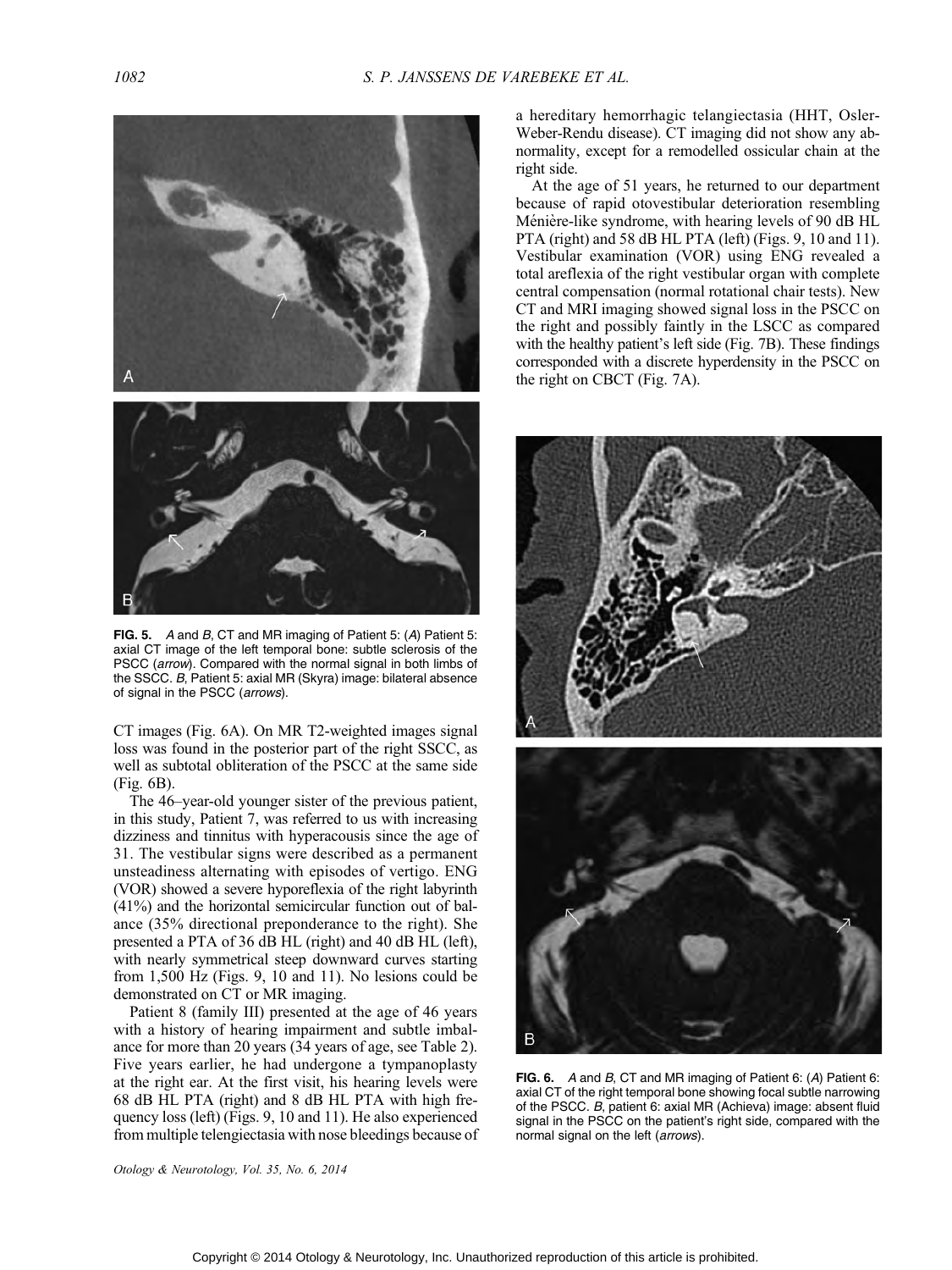**FIG. 5.** *A* and *B*, CT and MR imaging of Patient 5: (*A*) Patient 5: axial CT image of the left temporal bone: subtle sclerosis of the PSCC (*arrow*). Compared with the normal signal in both limbs of the SSCC. *B*, Patient 5: axial MR (Skyra) image: bilateral absence of signal in the PSCC (*arrows*).

CT images (Fig. 6A). On MR T2-weighted images signal loss was found in the posterior part of the right SSCC, as well as subtotal obliteration of the PSCC at the same side (Fig. 6B).

The 46–year-old younger sister of the previous patient, in this study, Patient 7, was referred to us with increasing dizziness and tinnitus with hyperacousis since the age of 31. The vestibular signs were described as a permanent unsteadiness alternating with episodes of vertigo. ENG (VOR) showed a severe hyporeflexia of the right labyrinth (41%) and the horizontal semicircular function out of balance (35% directional preponderance to the right). She presented a PTA of 36 dB HL (right) and 40 dB HL (left), with nearly symmetrical steep downward curves starting from 1,500 Hz (Figs. 9, 10 and 11). No lesions could be demonstrated on CT or MR imaging.

Patient 8 (family III) presented at the age of 46 years with a history of hearing impairment and subtle imbalance for more than 20 years (34 years of age, see Table 2). Five years earlier, he had undergone a tympanoplasty at the right ear. At the first visit, his hearing levels were 68 dB HL PTA (right) and 8 dB HL PTA with high frequency loss (left) (Figs. 9, 10 and 11). He also experienced from multiple telengiectasia with nose bleedings because of a hereditary hemorrhagic telangiectasia (HHT, Osler-Weber-Rendu disease). CT imaging did not show any abnormality, except for a remodelled ossicular chain at the right side.

At the age of 51 years, he returned to our department because of rapid otovestibular deterioration resembling Ménière-like syndrome, with hearing levels of 90 dB HL PTA (right) and 58 dB HL PTA (left) (Figs. 9, 10 and 11). Vestibular examination (VOR) using ENG revealed a total areflexia of the right vestibular organ with complete central compensation (normal rotational chair tests). New CT and MRI imaging showed signal loss in the PSCC on the right and possibly faintly in the LSCC as compared with the healthy patient's left side (Fig. 7B). These findings corresponded with a discrete hyperdensity in the PSCC on the right on CBCT (Fig. 7A).

**FIG. 6.** *A* and *B*, CT and MR imaging of Patient 6: (*A*) Patient 6: axial CT of the right temporal bone showing focal subtle narrowing of the PSCC. *B*, patient 6: axial MR (Achieva) image: absent fluid signal in the PSCC on the patient's right side, compared with the normal signal on the left (*arrows*).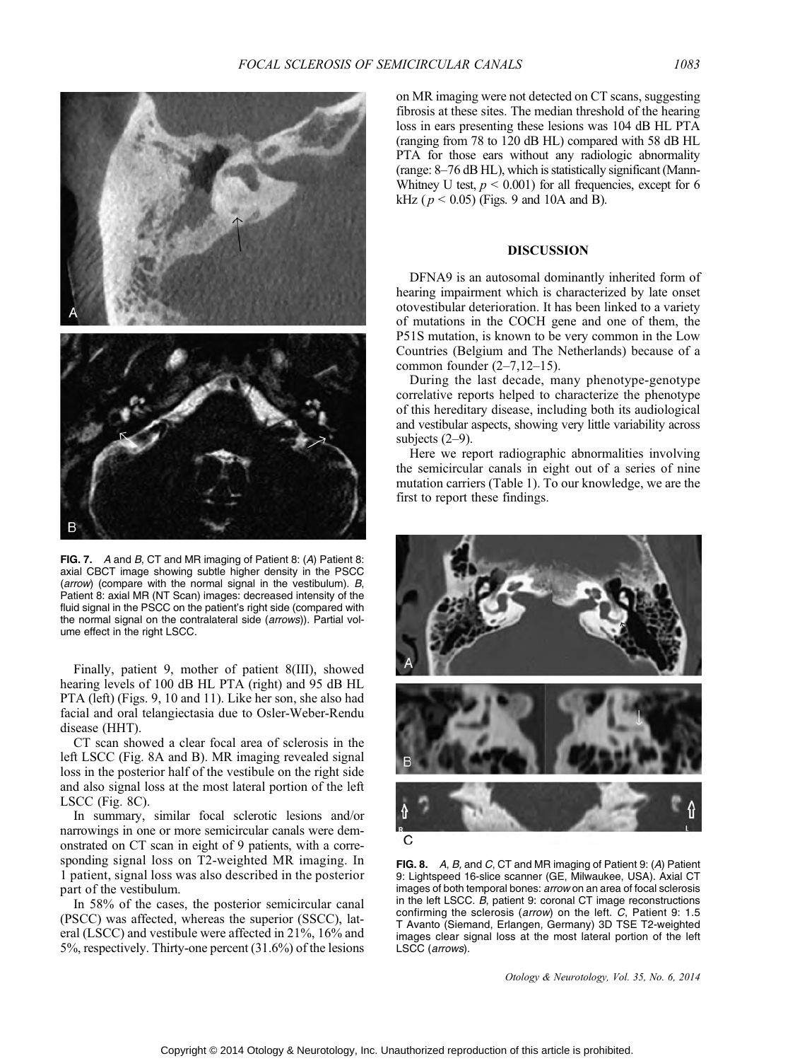FIG. 7. *A* and *B*, CT and MR imaging of Patient 8: (*A*) Patient 8: axial CBCT image showing subtle higher density in the PSCC (*arrow*) (compare with the normal signal in the vestibulum). *B*, Patient 8: axial MR (NT Scan) images: decreased intensity of the fluid signal in the PSCC on the patient's right side (compared with the normal signal on the contralateral side (*arrows*)). Partial volume effect in the right LSCC.

Finally, patient 9, mother of patient 8(III), showed hearing levels of 100 dB HL PTA (right) and 95 dB HL PTA (left) (Figs. 9, 10 and 11). Like her son, she also had facial and oral telangiectasia due to Osler-Weber-Rendu disease (HHT).

CT scan showed a clear focal area of sclerosis in the left LSCC (Fig. 8A and B). MR imaging revealed signal loss in the posterior half of the vestibule on the right side and also signal loss at the most lateral portion of the left LSCC (Fig. 8C).

In summary, similar focal sclerotic lesions and/or narrowings in one or more semicircular canals were demonstrated on CT scan in eight of 9 patients, with a corresponding signal loss on T2-weighted MR imaging. In 1 patient, signal loss was also described in the posterior part of the vestibulum.

In 58% of the cases, the posterior semicircular canal (PSCC) was affected, whereas the superior (SSCC), lateral (LSCC) and vestibule were affected in 21%, 16% and 5%, respectively. Thirty-one percent (31.6%) of the lesions on MR imaging were not detected on CT scans, suggesting fibrosis at these sites. The median threshold of the hearing loss in ears presenting these lesions was 104 dB HL PTA (ranging from 78 to 120 dB HL) compared with 58 dB HL PTA for those ears without any radiologic abnormality (range: 8–76 dB HL), which is statistically significant (Mann-Whitney U test, $p < 0.001$) for all frequencies, except for 6 kHz ($p < 0.05$) (Figs. 9 and 10A and B).

## DISCUSSION

DFNA9 is an autosomal dominantly inherited form of hearing impairment which is characterized by late onset otovestibular deterioration. It has been linked to a variety of mutations in the COCH gene and one of them, the P51S mutation, is known to be very common in the Low Countries (Belgium and The Netherlands) because of a common founder (2–7,12–15).

During the last decade, many phenotype-genotype correlative reports helped to characterize the phenotype of this hereditary disease, including both its audiological and vestibular aspects, showing very little variability across subjects (2–9).

Here we report radiographic abnormalities involving the semicircular canals in eight out of a series of nine mutation carriers (Table 1). To our knowledge, we are the first to report these findings.

FIG. 8. *A*, *B*, and *C*, CT and MR imaging of Patient 9: (*A*) Patient 9: Lightspeed 16-slice scanner (GE, Milwaukee, USA). Axial CT images of both temporal bones: *arrow* on an area of focal sclerosis in the left LSCC. *B*, patient 9: coronal CT image reconstructions confirming the sclerosis (*arrow*) on the left. *C*, Patient 9: 1.5 T Avanto (Siemand, Erlangen, Germany) 3D TSE T2-weighted images clear signal loss at the most lateral portion of the left LSCC (*arrows*).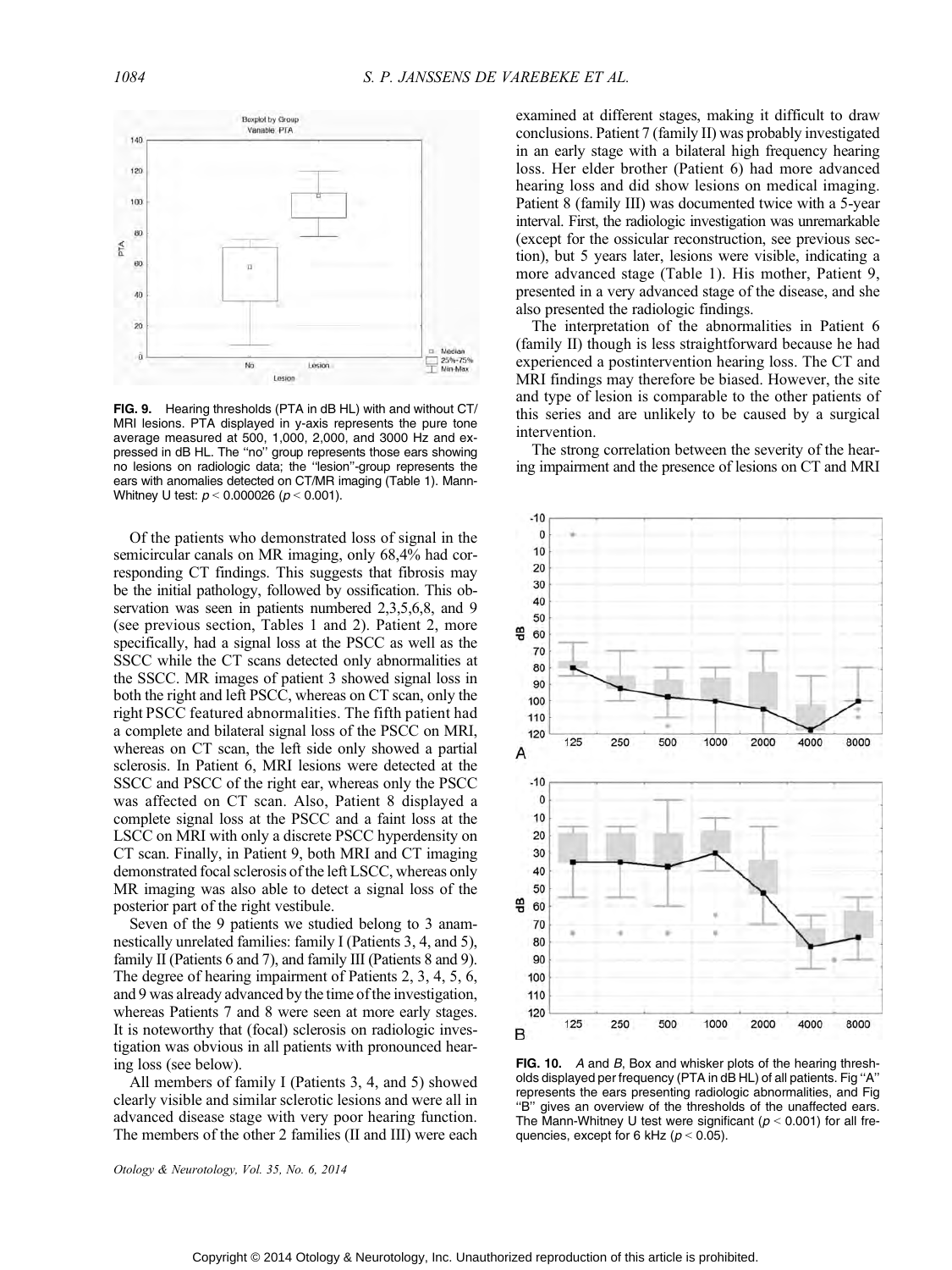FIG. 9. Hearing thresholds (PTA in dB HL) with and without CT/MRI lesions. PTA displayed in y-axis represents the pure tone average measured at 500, 1,000, 2,000, and 3000 Hz and expressed in dB HL. The "no" group represents those ears showing no lesions on radiologic data; the "lesion"-group represents the ears with anomalies detected on CT/MR imaging (Table 1). Mann-Whitney U test: $p < 0.000026$ ($p < 0.001$).

Of the patients who demonstrated loss of signal in the semicircular canals on MR imaging, only 68,4% had corresponding CT findings. This suggests that fibrosis may be the initial pathology, followed by ossification. This observation was seen in patients numbered 2,3,5,6,8, and 9 (see previous section, Tables 1 and 2). Patient 2, more specifically, had a signal loss at the PSCC as well as the SSCC while the CT scans detected only abnormalities at the SSCC. MR images of patient 3 showed signal loss in both the right and left PSCC, whereas on CT scan, only the right PSCC featured abnormalities. The fifth patient had a complete and bilateral signal loss of the PSCC on MRI, whereas on CT scan, the left side only showed a partial sclerosis. In Patient 6, MRI lesions were detected at the SSCC and PSCC of the right ear, whereas only the PSCC was affected on CT scan. Also, Patient 8 displayed a complete signal loss at the PSCC and a faint loss at the LSCC on MRI with only a discrete PSCC hyperdensity on CT scan. Finally, in Patient 9, both MRI and CT imaging demonstrated focal sclerosis of the left LSCC, whereas only MR imaging was also able to detect a signal loss of the posterior part of the right vestibule.

Seven of the 9 patients we studied belong to 3 anamnestically unrelated families: family I (Patients 3, 4, and 5), family II (Patients 6 and 7), and family III (Patients 8 and 9). The degree of hearing impairment of Patients 2, 3, 4, 5, 6, and 9 was already advanced by the time of the investigation, whereas Patients 7 and 8 were seen at more early stages. It is noteworthy that (focal) sclerosis on radiologic investigation was obvious in all patients with pronounced hearing loss (see below).

All members of family I (Patients 3, 4, and 5) showed clearly visible and similar sclerotic lesions and were all in advanced disease stage with very poor hearing function. The members of the other 2 families (II and III) were each examined at different stages, making it difficult to draw conclusions. Patient 7 (family II) was probably investigated in an early stage with a bilateral high frequency hearing loss. Her elder brother (Patient 6) had more advanced hearing loss and did show lesions on medical imaging. Patient 8 (family III) was documented twice with a 5-year interval. First, the radiologic investigation was unremarkable (except for the ossicular reconstruction, see previous section), but 5 years later, lesions were visible, indicating a more advanced stage (Table 1). His mother, Patient 9, presented in a very advanced stage of the disease, and she also presented the radiologic findings.

The interpretation of the abnormalities in Patient 6 (family II) though is less straightforward because he had experienced a postintervention hearing loss. The CT and MRI findings may therefore be biased. However, the site and type of lesion is comparable to the other patients of this series and are unlikely to be caused by a surgical intervention.

The strong correlation between the severity of the hearing impairment and the presence of lesions on CT and MRI

FIG. 10. *A* and *B*, Box and whisker plots of the hearing thresholds displayed per frequency (PTA in dB HL) of all patients. Fig "A" represents the ears presenting radiologic abnormalities, and Fig "B" gives an overview of the thresholds of the unaffected ears. The Mann-Whitney U test were significant ($p < 0.001$) for all frequencies, except for 6 kHz ($p < 0.05$).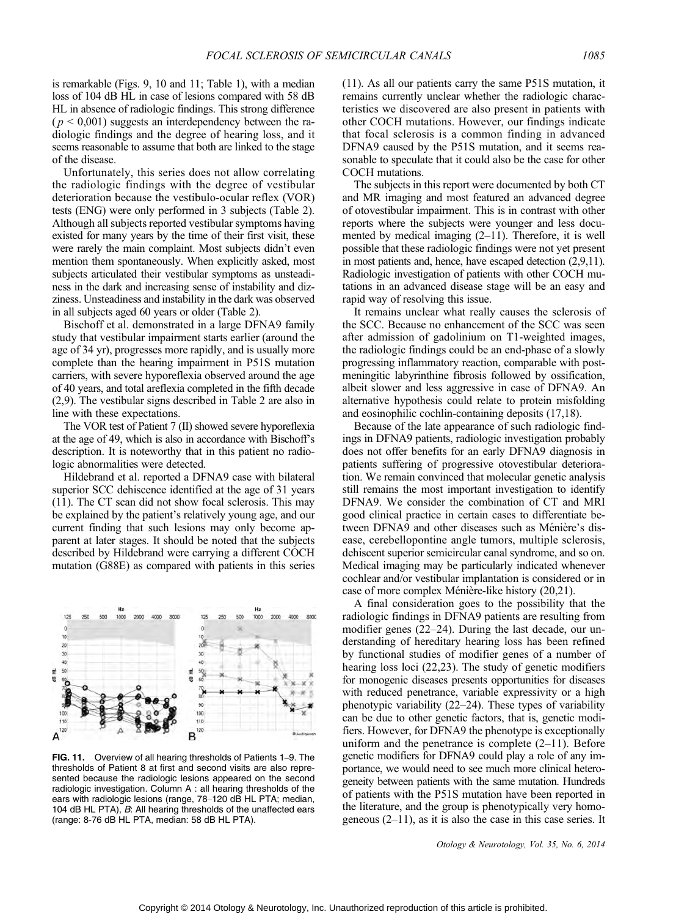is remarkable (Figs. 9, 10 and 11; Table 1), with a median loss of 104 dB HL in case of lesions compared with 58 dB HL in absence of radiologic findings. This strong difference ($p < 0{,}001$) suggests an interdependency between the radiologic findings and the degree of hearing loss, and it seems reasonable to assume that both are linked to the stage of the disease.

Unfortunately, this series does not allow correlating the radiologic findings with the degree of vestibular deterioration because the vestibulo-ocular reflex (VOR) tests (ENG) were only performed in 3 subjects (Table 2). Although all subjects reported vestibular symptoms having existed for many years by the time of their first visit, these were rarely the main complaint. Most subjects didn't even mention them spontaneously. When explicitly asked, most subjects articulated their vestibular symptoms as unsteadiness in the dark and increasing sense of instability and dizziness. Unsteadiness and instability in the dark was observed in all subjects aged 60 years or older (Table 2).

Bischoff et al. demonstrated in a large DFNA9 family study that vestibular impairment starts earlier (around the age of 34 yr), progresses more rapidly, and is usually more complete than the hearing impairment in P51S mutation carriers, with severe hyporeflexia observed around the age of 40 years, and total areflexia completed in the fifth decade (2,9). The vestibular signs described in Table 2 are also in line with these expectations.

The VOR test of Patient 7 (II) showed severe hyporeflexia at the age of 49, which is also in accordance with Bischoff's description. It is noteworthy that in this patient no radiologic abnormalities were detected.

Hildebrand et al. reported a DFNA9 case with bilateral superior SCC dehiscence identified at the age of 31 years (11). The CT scan did not show focal sclerosis. This may be explained by the patient's relatively young age, and our current finding that such lesions may only become apparent at later stages. It should be noted that the subjects described by Hildebrand were carrying a different COCH mutation (G88E) as compared with patients in this series (11). As all our patients carry the same P51S mutation, it remains currently unclear whether the radiologic characteristics we discovered are also present in patients with other COCH mutations. However, our findings indicate that focal sclerosis is a common finding in advanced DFNA9 caused by the P51S mutation, and it seems reasonable to speculate that it could also be the case for other COCH mutations.

The subjects in this report were documented by both CT and MR imaging and most featured an advanced degree of otovestibular impairment. This is in contrast with other reports where the subjects were younger and less documented by medical imaging (2–11). Therefore, it is well possible that these radiologic findings were not yet present in most patients and, hence, have escaped detection (2,9,11). Radiologic investigation of patients with other COCH mutations in an advanced disease stage will be an easy and rapid way of resolving this issue.

It remains unclear what really causes the sclerosis of the SCC. Because no enhancement of the SCC was seen after admission of gadolinium on T1-weighted images, the radiologic findings could be an end-phase of a slowly progressing inflammatory reaction, comparable with postmeningitic labyrinthine fibrosis followed by ossification, albeit slower and less aggressive in case of DFNA9. An alternative hypothesis could relate to protein misfolding and eosinophilic cochlin-containing deposits (17,18).

Because of the late appearance of such radiologic findings in DFNA9 patients, radiologic investigation probably does not offer benefits for an early DFNA9 diagnosis in patients suffering of progressive otovestibular deterioration. We remain convinced that molecular genetic analysis still remains the most important investigation to identify DFNA9. We consider the combination of CT and MRI good clinical practice in certain cases to differentiate between DFNA9 and other diseases such as Ménière's disease, cerebellopontine angle tumors, multiple sclerosis, dehiscent superior semicircular canal syndrome, and so on. Medical imaging may be particularly indicated whenever cochlear and/or vestibular implantation is considered or in case of more complex Ménière-like history (20,21).

A final consideration goes to the possibility that the radiologic findings in DFNA9 patients are resulting from modifier genes (22–24). During the last decade, our understanding of hereditary hearing loss has been refined by functional studies of modifier genes of a number of hearing loss loci (22,23). The study of genetic modifiers for monogenic diseases presents opportunities for diseases with reduced penetrance, variable expressivity or a high phenotypic variability (22–24). These types of variability can be due to other genetic factors, that is, genetic modifiers. However, for DFNA9 the phenotype is exceptionally uniform and the penetrance is complete (2–11). Before genetic modifiers for DFNA9 could play a role of any importance, we would need to see much more clinical heterogeneity between patients with the same mutation. Hundreds of patients with the P51S mutation have been reported in the literature, and the group is phenotypically very homogeneous (2–11), as it is also the case in this case series. It

**FIG. 11.** Overview of all hearing thresholds of Patients 1–9. The thresholds of Patient 8 at first and second visits are also represented because the radiologic lesions appeared on the second radiologic investigation. Column A : all hearing thresholds of the ears with radiologic lesions (range, 78–120 dB HL PTA; median, 104 dB HL PTA), *B*: All hearing thresholds of the unaffected ears (range: 8-76 dB HL PTA, median: 58 dB HL PTA).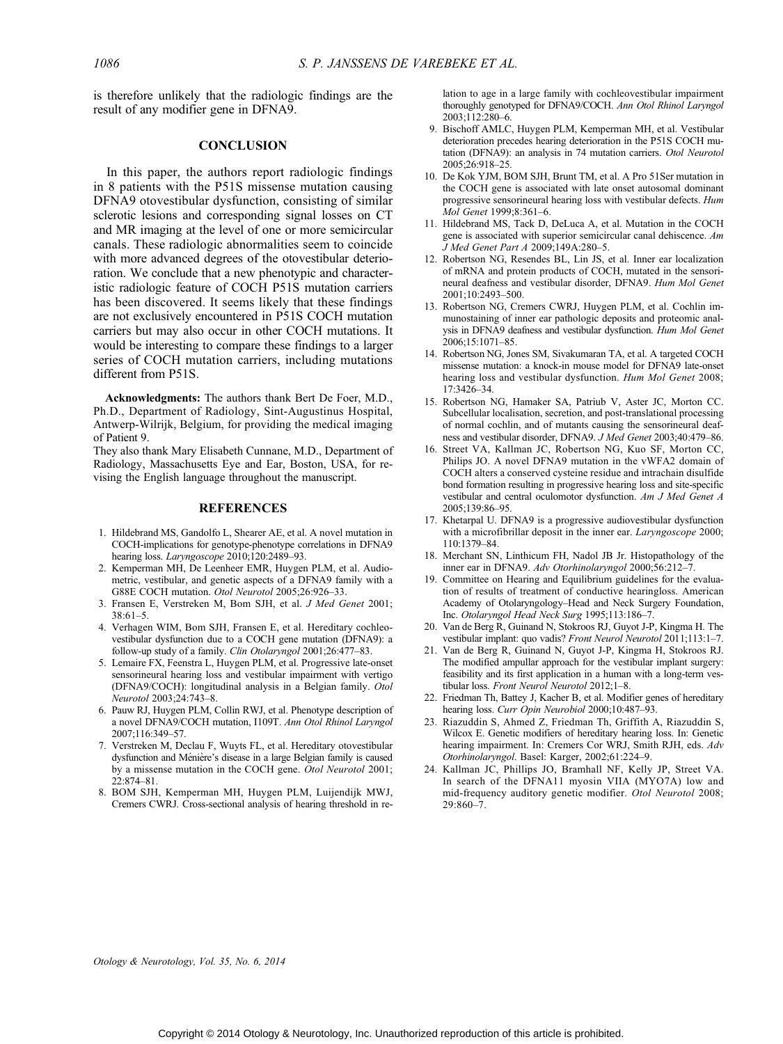is therefore unlikely that the radiologic findings are the result of any modifier gene in DFNA9.

## CONCLUSION

In this paper, the authors report radiologic findings in 8 patients with the P51S missense mutation causing DFNA9 otovestibular dysfunction, consisting of similar sclerotic lesions and corresponding signal losses on CT and MR imaging at the level of one or more semicircular canals. These radiologic abnormalities seem to coincide with more advanced degrees of the otovestibular deterioration. We conclude that a new phenotypic and characteristic radiologic feature of COCH P51S mutation carriers has been discovered. It seems likely that these findings are not exclusively encountered in P51S COCH mutation carriers but may also occur in other COCH mutations. It would be interesting to compare these findings to a larger series of COCH mutation carriers, including mutations different from P51S.

**Acknowledgments:** The authors thank Bert De Foer, M.D., Ph.D., Department of Radiology, Sint-Augustinus Hospital, Antwerp-Wilrijk, Belgium, for providing the medical imaging of Patient 9.

They also thank Mary Elisabeth Cunnane, M.D., Department of Radiology, Massachusetts Eye and Ear, Boston, USA, for revising the English language throughout the manuscript.

## REFERENCES

1. Hildebrand MS, Gandolfo L, Shearer AE, et al. A novel mutation in COCH-implications for genotype-phenotype correlations in DFNA9 hearing loss. *Laryngoscope* 2010;120:2489–93.
2. Kemperman MH, De Leenheer EMR, Huygen PLM, et al. Audiometric, vestibular, and genetic aspects of a DFNA9 family with a G88E COCH mutation. *Otol Neurotol* 2005;26:926–33.
3. Fransen E, Verstreken M, Bom SJH, et al. *J Med Genet* 2001; 38:61–5.
4. Verhagen WIM, Bom SJH, Fransen E, et al. Hereditary cochleovestibular dysfunction due to a COCH gene mutation (DFNA9): a follow-up study of a family. *Clin Otolaryngol* 2001;26:477–83.
5. Lemaire FX, Feenstra L, Huygen PLM, et al. Progressive late-onset sensorineural hearing loss and vestibular impairment with vertigo (DFNA9/COCH): longitudinal analysis in a Belgian family. *Otol Neurotol* 2003;24:743–8.
6. Pauw RJ, Huygen PLM, Collin RWJ, et al. Phenotype description of a novel DFNA9/COCH mutation, I109T. *Ann Otol Rhinol Laryngol* 2007;116:349–57.
7. Verstreken M, Declau F, Wuyts FL, et al. Hereditary otovestibular dysfunction and Ménière's disease in a large Belgian family is caused by a missense mutation in the COCH gene. *Otol Neurotol* 2001; 22:874–81.
8. BOM SJH, Kemperman MH, Huygen PLM, Luijendijk MWJ, Cremers CWRJ. Cross-sectional analysis of hearing threshold in relation to age in a large family with cochleovestibular impairment thoroughly genotyped for DFNA9/COCH. *Ann Otol Rhinol Laryngol* 2003;112:280–6.
9. Bischoff AMLC, Huygen PLM, Kemperman MH, et al. Vestibular deterioration precedes hearing deterioration in the P51S COCH mutation (DFNA9): an analysis in 74 mutation carriers. *Otol Neurotol* 2005;26:918–25.
10. De Kok YJM, BOM SJH, Brunt TM, et al. A Pro 51Ser mutation in the COCH gene is associated with late onset autosomal dominant progressive sensorineural hearing loss with vestibular defects. *Hum Mol Genet* 1999;8:361–6.
11. Hildebrand MS, Tack D, DeLuca A, et al. Mutation in the COCH gene is associated with superior semicircular canal dehiscence. *Am J Med Genet Part A* 2009;149A:280–5.
12. Robertson NG, Resendes BL, Lin JS, et al. Inner ear localization of mRNA and protein products of COCH, mutated in the sensorineural deafness and vestibular disorder, DFNA9. *Hum Mol Genet* 2001;10:2493–500.
13. Robertson NG, Cremers CWRJ, Huygen PLM, et al. Cochlin immunostaining of inner ear pathologic deposits and proteomic analysis in DFNA9 deafness and vestibular dysfunction. *Hum Mol Genet* 2006;15:1071–85.
14. Robertson NG, Jones SM, Sivakumaran TA, et al. A targeted COCH missense mutation: a knock-in mouse model for DFNA9 late-onset hearing loss and vestibular dysfunction. *Hum Mol Genet* 2008; 17:3426–34.
15. Robertson NG, Hamaker SA, Patriub V, Aster JC, Morton CC. Subcellular localisation, secretion, and post-translational processing of normal cochlin, and of mutants causing the sensorineural deafness and vestibular disorder, DFNA9. *J Med Genet* 2003;40:479–86.
16. Street VA, Kallman JC, Robertson NG, Kuo SF, Morton CC, Philips JO. A novel DFNA9 mutation in the vWFA2 domain of COCH alters a conserved cysteine residue and intrachain disulfide bond formation resulting in progressive hearing loss and site-specific vestibular and central oculomotor dysfunction. *Am J Med Genet A* 2005;139:86–95.
17. Khetarpal U. DFNA9 is a progressive audiovestibular dysfunction with a microfibrillar deposit in the inner ear. *Laryngoscope* 2000; 110:1379–84.
18. Merchant SN, Linthicum FH, Nadol JB Jr. Histopathology of the inner ear in DFNA9. *Adv Otorhinolaryngol* 2000;56:212–7.
19. Committee on Hearing and Equilibrium guidelines for the evaluation of results of treatment of conductive hearingloss. American Academy of Otolaryngology–Head and Neck Surgery Foundation, Inc. *Otolaryngol Head Neck Surg* 1995;113:186–7.
20. Van de Berg R, Guinand N, Stokroos RJ, Guyot J-P, Kingma H. The vestibular implant: quo vadis? *Front Neurol Neurotol* 2011;113:1–7.
21. Van de Berg R, Guinand N, Guyot J-P, Kingma H, Stokroos RJ. The modified ampullar approach for the vestibular implant surgery: feasibility and its first application in a human with a long-term vestibular loss. *Front Neurol Neurotol* 2012;1–8.
22. Friedman Th, Battey J, Kacher B, et al. Modifier genes of hereditary hearing loss. *Curr Opin Neurobiol* 2000;10:487–93.
23. Riazuddin S, Ahmed Z, Friedman Th, Griffith A, Riazuddin S, Wilcox E. Genetic modifiers of hereditary hearing loss. In: Genetic hearing impairment. In: Cremers Cor WRJ, Smith RJH, eds. *Adv Otorhinolaryngol*. Basel: Karger, 2002;61:224–9.
24. Kallman JC, Phillips JO, Bramhall NF, Kelly JP, Street VA. In search of the DFNA11 myosin VIIA (MYO7A) low and mid-frequency auditory genetic modifier. *Otol Neurotol* 2008; 29:860–7.